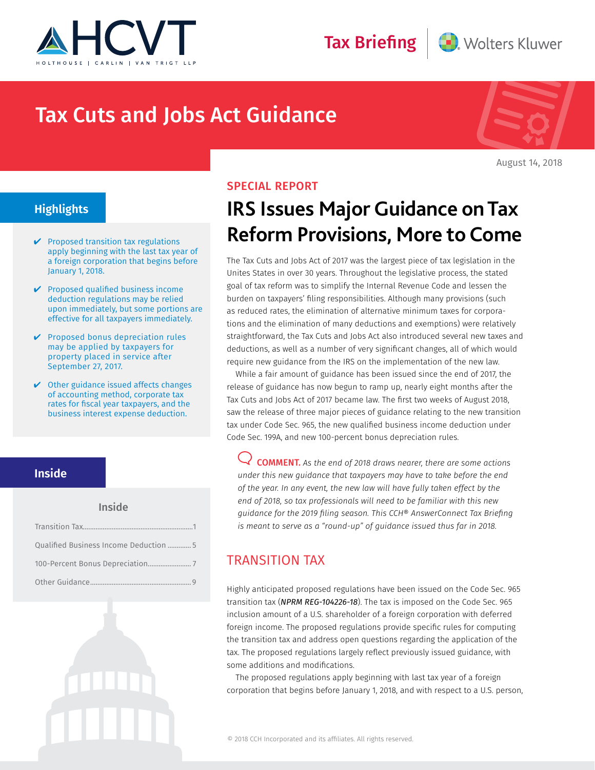Tax Briefing

# Tax Cuts and Jobs Act Guidance

August 14, 2018

## Highlights

- ✔ Proposed transition tax regulations apply beginning with the last tax year of a foreign corporation that begins before January 1, 2018.
- ✔ Proposed qualified business income deduction regulations may be relied upon immediately, but some portions are effective for all taxpayers immediately.
- ✔ Proposed bonus depreciation rules may be applied by taxpayers for property placed in service after September 27, 2017.
- ✔ Other guidance issued affects changes of accounting method, corporate tax rates for fiscal year taxpayers, and the business interest expense deduction.

## Inside

| Inside | |
|---|---|
| Transition Tax | 1 |
| Qualified Business Income Deduction | 5 |
| 100-Percent Bonus Depreciation | 7 |
| Other Guidance | 9 |

SPECIAL REPORT

# IRS Issues Major Guidance on Tax Reform Provisions, More to Come

The Tax Cuts and Jobs Act of 2017 was the largest piece of tax legislation in the Unites States in over 30 years. Throughout the legislative process, the stated goal of tax reform was to simplify the Internal Revenue Code and lessen the burden on taxpayers' filing responsibilities. Although many provisions (such as reduced rates, the elimination of alternative minimum taxes for corporations and the elimination of many deductions and exemptions) were relatively straightforward, the Tax Cuts and Jobs Act also introduced several new taxes and deductions, as well as a number of very significant changes, all of which would require new guidance from the IRS on the implementation of the new law.

While a fair amount of guidance has been issued since the end of 2017, the release of guidance has now begun to ramp up, nearly eight months after the Tax Cuts and Jobs Act of 2017 became law. The first two weeks of August 2018, saw the release of three major pieces of guidance relating to the new transition tax under Code Sec. 965, the new qualified business income deduction under Code Sec. 199A, and new 100-percent bonus depreciation rules.

> **COMMENT.** *As the end of 2018 draws nearer, there are some actions under this new guidance that taxpayers may have to take before the end of the year. In any event, the new law will have fully taken effect by the end of 2018, so tax professionals will need to be familiar with this new guidance for the 2019 filing season. This CCH® AnswerConnect Tax Briefing is meant to serve as a "round-up" of guidance issued thus far in 2018.*

## TRANSITION TAX

Highly anticipated proposed regulations have been issued on the Code Sec. 965 transition tax (*NPRM REG-104226-18*). The tax is imposed on the Code Sec. 965 inclusion amount of a U.S. shareholder of a foreign corporation with deferred foreign income. The proposed regulations provide specific rules for computing the transition tax and address open questions regarding the application of the tax. The proposed regulations largely reflect previously issued guidance, with some additions and modifications.

The proposed regulations apply beginning with last tax year of a foreign corporation that begins before January 1, 2018, and with respect to a U.S. person,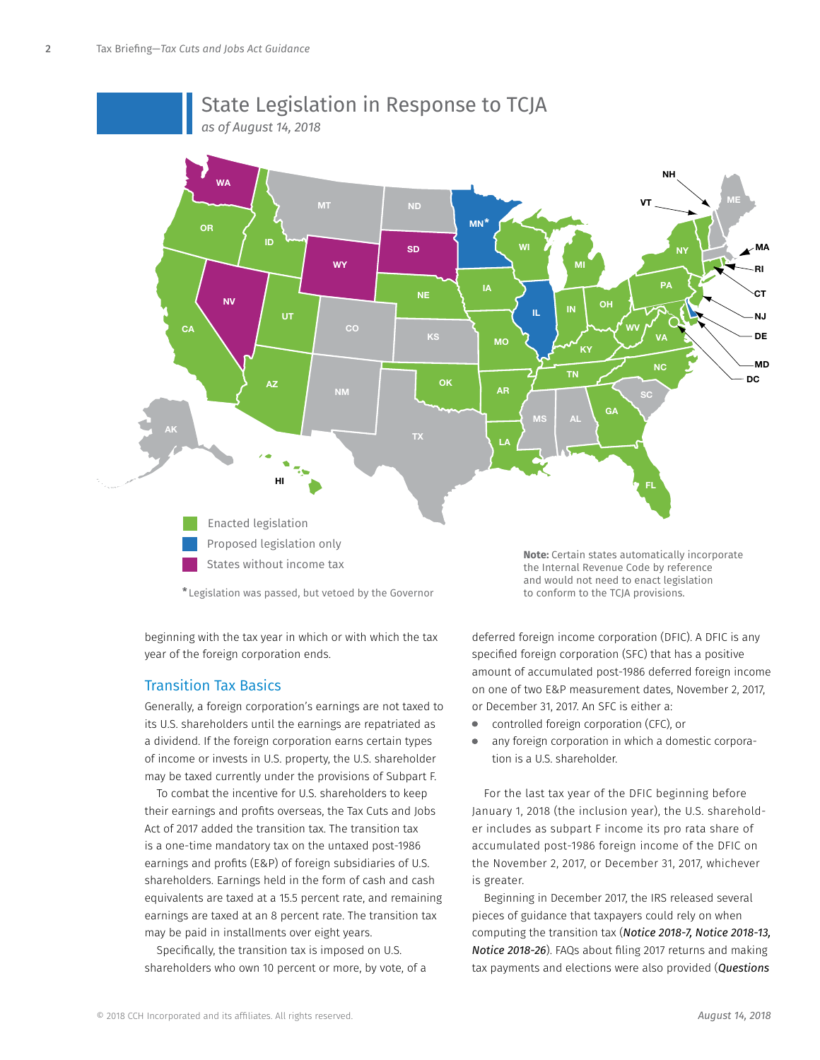## State Legislation in Response to TCJA

*as of August 14, 2018*

- Enacted legislation
- Proposed legislation only
- States without income tax

*Legislation was passed, but vetoed by the Governor

**Note:** Certain states automatically incorporate the Internal Revenue Code by reference and would not need to enact legislation to conform to the TCJA provisions.

beginning with the tax year in which or with which the tax year of the foreign corporation ends.

### Transition Tax Basics

Generally, a foreign corporation's earnings are not taxed to its U.S. shareholders until the earnings are repatriated as a dividend. If the foreign corporation earns certain types of income or invests in U.S. property, the U.S. shareholder may be taxed currently under the provisions of Subpart F.

To combat the incentive for U.S. shareholders to keep their earnings and profits overseas, the Tax Cuts and Jobs Act of 2017 added the transition tax. The transition tax is a one-time mandatory tax on the untaxed post-1986 earnings and profits (E&P) of foreign subsidiaries of U.S. shareholders. Earnings held in the form of cash and cash equivalents are taxed at a 15.5 percent rate, and remaining earnings are taxed at an 8 percent rate. The transition tax may be paid in installments over eight years.

Specifically, the transition tax is imposed on U.S. shareholders who own 10 percent or more, by vote, of a deferred foreign income corporation (DFIC). A DFIC is any specified foreign corporation (SFC) that has a positive amount of accumulated post-1986 deferred foreign income on one of two E&P measurement dates, November 2, 2017, or December 31, 2017. An SFC is either a:

- controlled foreign corporation (CFC), or
- any foreign corporation in which a domestic corporation is a U.S. shareholder.

For the last tax year of the DFIC beginning before January 1, 2018 (the inclusion year), the U.S. shareholder includes as subpart F income its pro rata share of accumulated post-1986 foreign income of the DFIC on the November 2, 2017, or December 31, 2017, whichever is greater.

Beginning in December 2017, the IRS released several pieces of guidance that taxpayers could rely on when computing the transition tax (*Notice 2018-7, Notice 2018-13, Notice 2018-26*). FAQs about filing 2017 returns and making tax payments and elections were also provided (*Questions*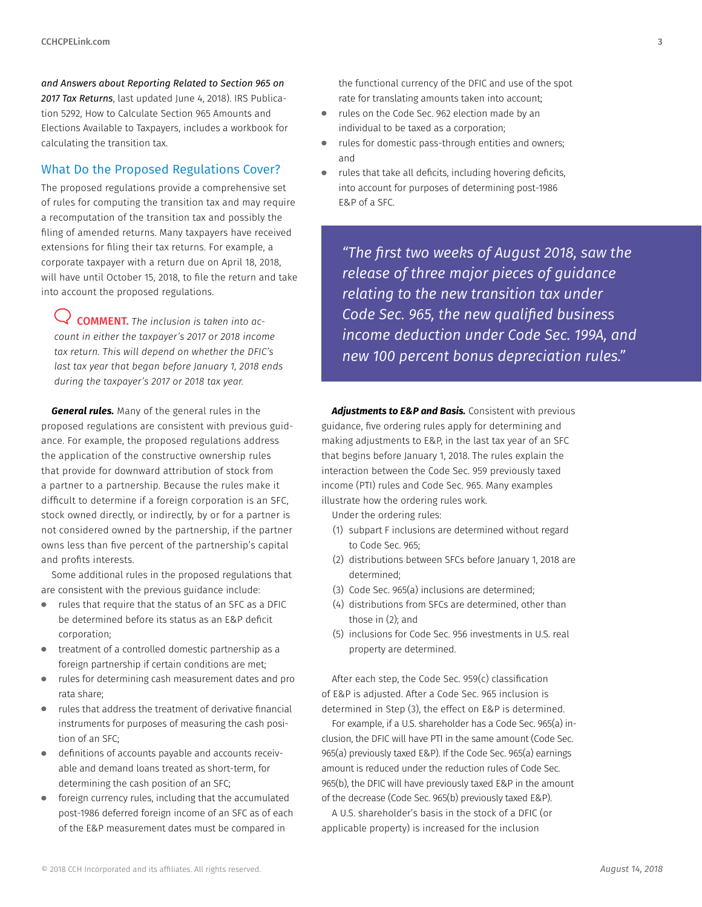*and Answers about Reporting Related to Section 965 on 2017 Tax Returns*, last updated June 4, 2018). IRS Publication 5292, How to Calculate Section 965 Amounts and Elections Available to Taxpayers, includes a workbook for calculating the transition tax.

## What Do the Proposed Regulations Cover?

The proposed regulations provide a comprehensive set of rules for computing the transition tax and may require a recomputation of the transition tax and possibly the filing of amended returns. Many taxpayers have received extensions for filing their tax returns. For example, a corporate taxpayer with a return due on April 18, 2018, will have until October 15, 2018, to file the return and take into account the proposed regulations.

> **COMMENT.** *The inclusion is taken into account in either the taxpayer's 2017 or 2018 income tax return. This will depend on whether the DFIC's last tax year that began before January 1, 2018 ends during the taxpayer's 2017 or 2018 tax year.*

***General rules.*** Many of the general rules in the proposed regulations are consistent with previous guidance. For example, the proposed regulations address the application of the constructive ownership rules that provide for downward attribution of stock from a partner to a partnership. Because the rules make it difficult to determine if a foreign corporation is an SFC, stock owned directly, or indirectly, by or for a partner is not considered owned by the partnership, if the partner owns less than five percent of the partnership's capital and profits interests.

Some additional rules in the proposed regulations that are consistent with the previous guidance include:

- rules that require that the status of an SFC as a DFIC be determined before its status as an E&P deficit corporation;
- treatment of a controlled domestic partnership as a foreign partnership if certain conditions are met;
- rules for determining cash measurement dates and pro rata share;
- rules that address the treatment of derivative financial instruments for purposes of measuring the cash position of an SFC;
- definitions of accounts payable and accounts receivable and demand loans treated as short-term, for determining the cash position of an SFC;
- foreign currency rules, including that the accumulated post-1986 deferred foreign income of an SFC as of each of the E&P measurement dates must be compared in the functional currency of the DFIC and use of the spot rate for translating amounts taken into account;
- rules on the Code Sec. 962 election made by an individual to be taxed as a corporation;
- rules for domestic pass-through entities and owners; and
- rules that take all deficits, including hovering deficits, into account for purposes of determining post-1986 E&P of a SFC.

> *"The first two weeks of August 2018, saw the release of three major pieces of guidance relating to the new transition tax under Code Sec. 965, the new qualified business income deduction under Code Sec. 199A, and new 100 percent bonus depreciation rules."*

***Adjustments to E&P and Basis.*** Consistent with previous guidance, five ordering rules apply for determining and making adjustments to E&P, in the last tax year of an SFC that begins before January 1, 2018. The rules explain the interaction between the Code Sec. 959 previously taxed income (PTI) rules and Code Sec. 965. Many examples illustrate how the ordering rules work.

Under the ordering rules:

1. subpart F inclusions are determined without regard to Code Sec. 965;
2. distributions between SFCs before January 1, 2018 are determined;
3. Code Sec. 965(a) inclusions are determined;
4. distributions from SFCs are determined, other than those in (2); and
5. inclusions for Code Sec. 956 investments in U.S. real property are determined.

After each step, the Code Sec. 959(c) classification of E&P is adjusted. After a Code Sec. 965 inclusion is determined in Step (3), the effect on E&P is determined.

For example, if a U.S. shareholder has a Code Sec. 965(a) inclusion, the DFIC will have PTI in the same amount (Code Sec. 965(a) previously taxed E&P). If the Code Sec. 965(a) earnings amount is reduced under the reduction rules of Code Sec. 965(b), the DFIC will have previously taxed E&P in the amount of the decrease (Code Sec. 965(b) previously taxed E&P).

A U.S. shareholder's basis in the stock of a DFIC (or applicable property) is increased for the inclusion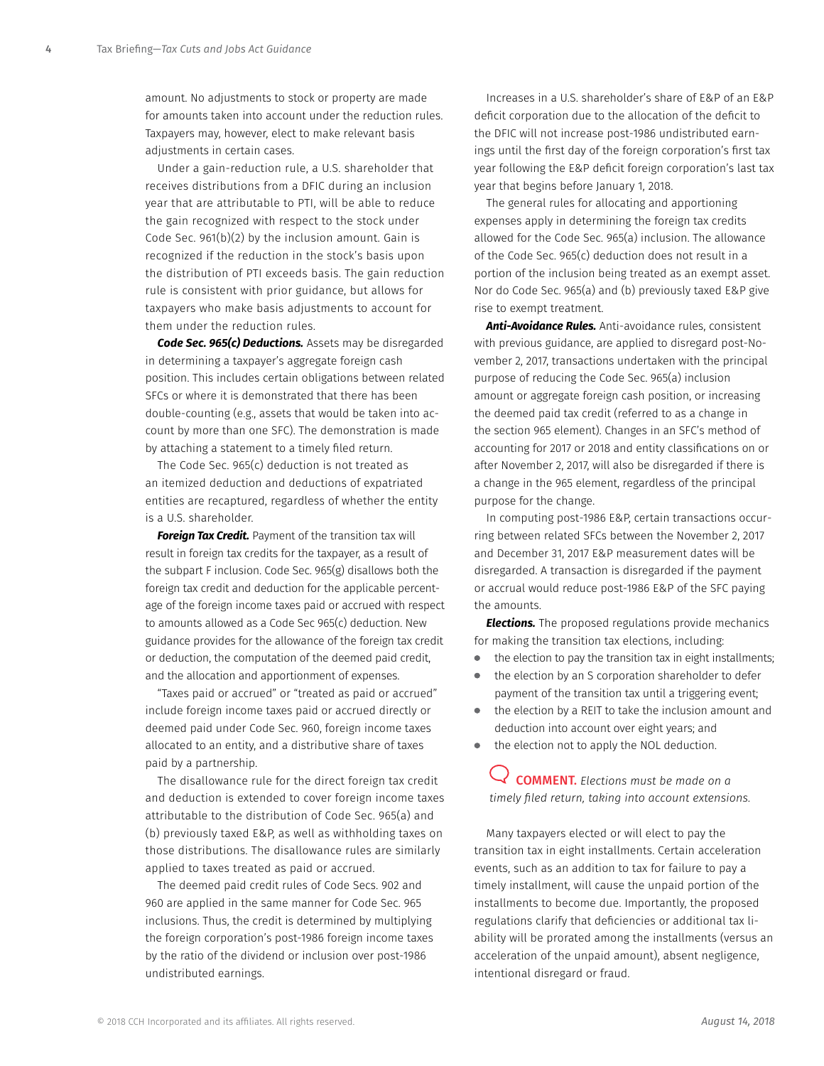amount. No adjustments to stock or property are made for amounts taken into account under the reduction rules. Taxpayers may, however, elect to make relevant basis adjustments in certain cases.

Under a gain-reduction rule, a U.S. shareholder that receives distributions from a DFIC during an inclusion year that are attributable to PTI, will be able to reduce the gain recognized with respect to the stock under Code Sec. 961(b)(2) by the inclusion amount. Gain is recognized if the reduction in the stock's basis upon the distribution of PTI exceeds basis. The gain reduction rule is consistent with prior guidance, but allows for taxpayers who make basis adjustments to account for them under the reduction rules.

***Code Sec. 965(c) Deductions.*** Assets may be disregarded in determining a taxpayer's aggregate foreign cash position. This includes certain obligations between related SFCs or where it is demonstrated that there has been double-counting (e.g., assets that would be taken into account by more than one SFC). The demonstration is made by attaching a statement to a timely filed return.

The Code Sec. 965(c) deduction is not treated as an itemized deduction and deductions of expatriated entities are recaptured, regardless of whether the entity is a U.S. shareholder.

***Foreign Tax Credit.*** Payment of the transition tax will result in foreign tax credits for the taxpayer, as a result of the subpart F inclusion. Code Sec. 965(g) disallows both the foreign tax credit and deduction for the applicable percentage of the foreign income taxes paid or accrued with respect to amounts allowed as a Code Sec 965(c) deduction. New guidance provides for the allowance of the foreign tax credit or deduction, the computation of the deemed paid credit, and the allocation and apportionment of expenses.

"Taxes paid or accrued" or "treated as paid or accrued" include foreign income taxes paid or accrued directly or deemed paid under Code Sec. 960, foreign income taxes allocated to an entity, and a distributive share of taxes paid by a partnership.

The disallowance rule for the direct foreign tax credit and deduction is extended to cover foreign income taxes attributable to the distribution of Code Sec. 965(a) and (b) previously taxed E&P, as well as withholding taxes on those distributions. The disallowance rules are similarly applied to taxes treated as paid or accrued.

The deemed paid credit rules of Code Secs. 902 and 960 are applied in the same manner for Code Sec. 965 inclusions. Thus, the credit is determined by multiplying the foreign corporation's post-1986 foreign income taxes by the ratio of the dividend or inclusion over post-1986 undistributed earnings.

Increases in a U.S. shareholder's share of E&P of an E&P deficit corporation due to the allocation of the deficit to the DFIC will not increase post-1986 undistributed earnings until the first day of the foreign corporation's first tax year following the E&P deficit foreign corporation's last tax year that begins before January 1, 2018.

The general rules for allocating and apportioning expenses apply in determining the foreign tax credits allowed for the Code Sec. 965(a) inclusion. The allowance of the Code Sec. 965(c) deduction does not result in a portion of the inclusion being treated as an exempt asset. Nor do Code Sec. 965(a) and (b) previously taxed E&P give rise to exempt treatment.

***Anti-Avoidance Rules.*** Anti-avoidance rules, consistent with previous guidance, are applied to disregard post-November 2, 2017, transactions undertaken with the principal purpose of reducing the Code Sec. 965(a) inclusion amount or aggregate foreign cash position, or increasing the deemed paid tax credit (referred to as a change in the section 965 element). Changes in an SFC's method of accounting for 2017 or 2018 and entity classifications on or after November 2, 2017, will also be disregarded if there is a change in the 965 element, regardless of the principal purpose for the change.

In computing post-1986 E&P, certain transactions occurring between related SFCs between the November 2, 2017 and December 31, 2017 E&P measurement dates will be disregarded. A transaction is disregarded if the payment or accrual would reduce post-1986 E&P of the SFC paying the amounts.

***Elections.*** The proposed regulations provide mechanics for making the transition tax elections, including:

- the election to pay the transition tax in eight installments;
- the election by an S corporation shareholder to defer payment of the transition tax until a triggering event;
- the election by a REIT to take the inclusion amount and deduction into account over eight years; and
- the election not to apply the NOL deduction.

**COMMENT.** *Elections must be made on a timely filed return, taking into account extensions.*

Many taxpayers elected or will elect to pay the transition tax in eight installments. Certain acceleration events, such as an addition to tax for failure to pay a timely installment, will cause the unpaid portion of the installments to become due. Importantly, the proposed regulations clarify that deficiencies or additional tax liability will be prorated among the installments (versus an acceleration of the unpaid amount), absent negligence, intentional disregard or fraud.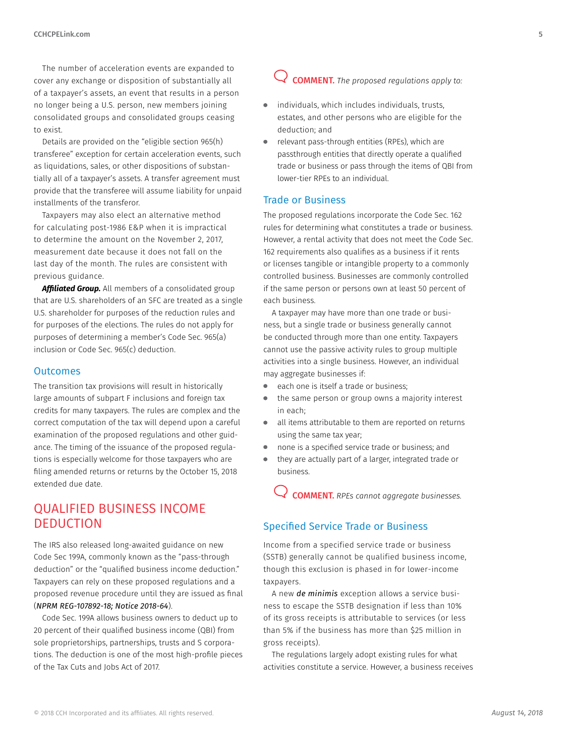The number of acceleration events are expanded to cover any exchange or disposition of substantially all of a taxpayer's assets, an event that results in a person no longer being a U.S. person, new members joining consolidated groups and consolidated groups ceasing to exist.

Details are provided on the "eligible section 965(h) transferee" exception for certain acceleration events, such as liquidations, sales, or other dispositions of substantially all of a taxpayer's assets. A transfer agreement must provide that the transferee will assume liability for unpaid installments of the transferor.

Taxpayers may also elect an alternative method for calculating post-1986 E&P when it is impractical to determine the amount on the November 2, 2017, measurement date because it does not fall on the last day of the month. The rules are consistent with previous guidance.

***Affiliated Group.*** All members of a consolidated group that are U.S. shareholders of an SFC are treated as a single U.S. shareholder for purposes of the reduction rules and for purposes of the elections. The rules do not apply for purposes of determining a member's Code Sec. 965(a) inclusion or Code Sec. 965(c) deduction.

### Outcomes

The transition tax provisions will result in historically large amounts of subpart F inclusions and foreign tax credits for many taxpayers. The rules are complex and the correct computation of the tax will depend upon a careful examination of the proposed regulations and other guidance. The timing of the issuance of the proposed regulations is especially welcome for those taxpayers who are filing amended returns or returns by the October 15, 2018 extended due date.

## QUALIFIED BUSINESS INCOME DEDUCTION

The IRS also released long-awaited guidance on new Code Sec 199A, commonly known as the "pass-through deduction" or the "qualified business income deduction." Taxpayers can rely on these proposed regulations and a proposed revenue procedure until they are issued as final (*NPRM REG-107892-18; Notice 2018-64*).

Code Sec. 199A allows business owners to deduct up to 20 percent of their qualified business income (QBI) from sole proprietorships, partnerships, trusts and S corporations. The deduction is one of the most high-profile pieces of the Tax Cuts and Jobs Act of 2017.

**COMMENT.** *The proposed regulations apply to:*

- individuals, which includes individuals, trusts, estates, and other persons who are eligible for the deduction; and
- relevant pass-through entities (RPEs), which are passthrough entities that directly operate a qualified trade or business or pass through the items of QBI from lower-tier RPEs to an individual.

### Trade or Business

The proposed regulations incorporate the Code Sec. 162 rules for determining what constitutes a trade or business. However, a rental activity that does not meet the Code Sec. 162 requirements also qualifies as a business if it rents or licenses tangible or intangible property to a commonly controlled business. Businesses are commonly controlled if the same person or persons own at least 50 percent of each business.

A taxpayer may have more than one trade or business, but a single trade or business generally cannot be conducted through more than one entity. Taxpayers cannot use the passive activity rules to group multiple activities into a single business. However, an individual may aggregate businesses if:

- each one is itself a trade or business;
- the same person or group owns a majority interest in each;
- all items attributable to them are reported on returns using the same tax year;
- none is a specified service trade or business; and
- they are actually part of a larger, integrated trade or business.

**COMMENT.** *RPEs cannot aggregate businesses.*

### Specified Service Trade or Business

Income from a specified service trade or business (SSTB) generally cannot be qualified business income, though this exclusion is phased in for lower-income taxpayers.

A new ***de minimis*** exception allows a service business to escape the SSTB designation if less than 10% of its gross receipts is attributable to services (or less than 5% if the business has more than $25 million in gross receipts).

The regulations largely adopt existing rules for what activities constitute a service. However, a business receives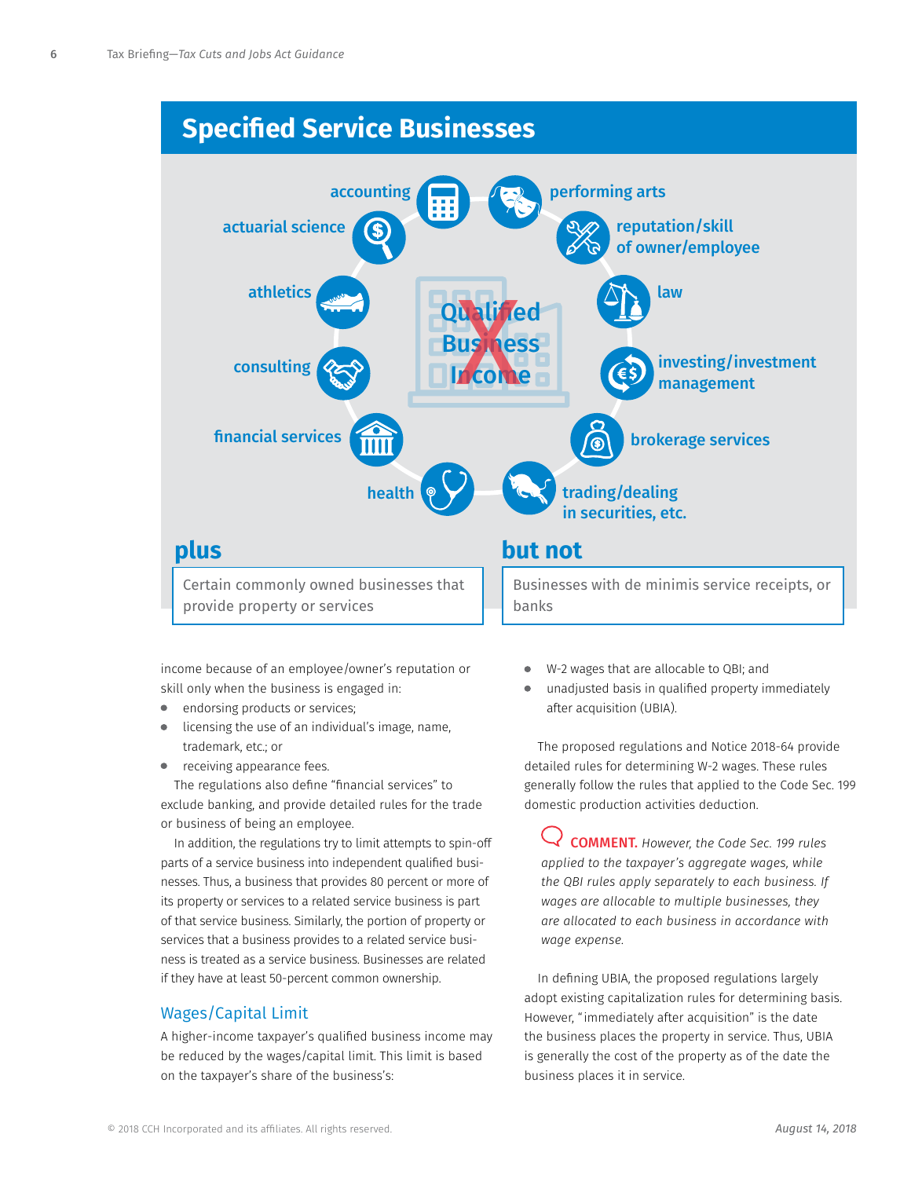## Specified Service Businesses

Qualified Business Income

- accounting
- actuarial science
- athletics
- consulting
- financial services
- health
- performing arts
- reputation/skill of owner/employee
- law
- investing/investment management
- brokerage services
- trading/dealing in securities, etc.

**plus**

Certain commonly owned businesses that provide property or services

**but not**

Businesses with de minimis service receipts, or banks

income because of an employee/owner's reputation or skill only when the business is engaged in:

- endorsing products or services;
- licensing the use of an individual's image, name, trademark, etc.; or
- receiving appearance fees.

The regulations also define "financial services" to exclude banking, and provide detailed rules for the trade or business of being an employee.

In addition, the regulations try to limit attempts to spin-off parts of a service business into independent qualified businesses. Thus, a business that provides 80 percent or more of its property or services to a related service business is part of that service business. Similarly, the portion of property or services that a business provides to a related service business is treated as a service business. Businesses are related if they have at least 50-percent common ownership.

### Wages/Capital Limit

A higher-income taxpayer's qualified business income may be reduced by the wages/capital limit. This limit is based on the taxpayer's share of the business's:

- W-2 wages that are allocable to QBI; and
- unadjusted basis in qualified property immediately after acquisition (UBIA).

The proposed regulations and Notice 2018-64 provide detailed rules for determining W-2 wages. These rules generally follow the rules that applied to the Code Sec. 199 domestic production activities deduction.

**COMMENT.** *However, the Code Sec. 199 rules applied to the taxpayer's aggregate wages, while the QBI rules apply separately to each business. If wages are allocable to multiple businesses, they are allocated to each business in accordance with wage expense.*

In defining UBIA, the proposed regulations largely adopt existing capitalization rules for determining basis. However, "immediately after acquisition" is the date the business places the property in service. Thus, UBIA is generally the cost of the property as of the date the business places it in service.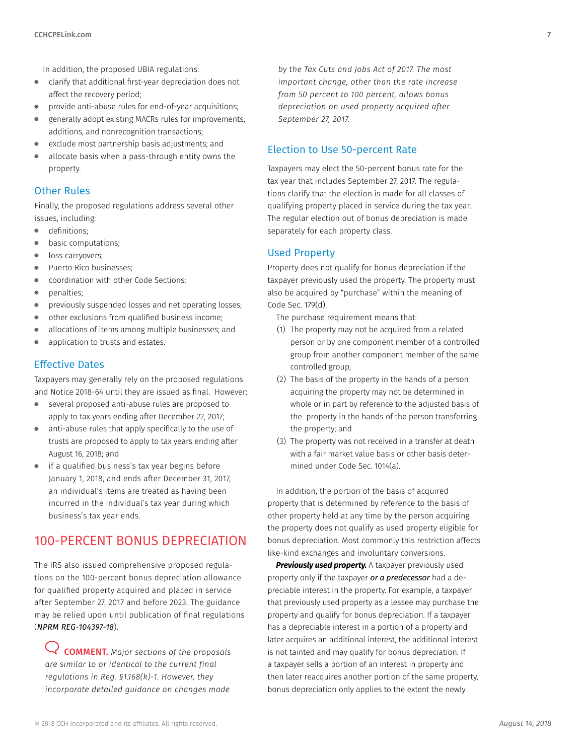In addition, the proposed UBIA regulations:

- clarify that additional first-year depreciation does not affect the recovery period;
- provide anti-abuse rules for end-of-year acquisitions;
- generally adopt existing MACRs rules for improvements, additions, and nonrecognition transactions;
- exclude most partnership basis adjustments; and
- allocate basis when a pass-through entity owns the property.

### Other Rules

Finally, the proposed regulations address several other issues, including:

- definitions;
- basic computations;
- loss carryovers;
- Puerto Rico businesses;
- coordination with other Code Sections;
- penalties;
- previously suspended losses and net operating losses;
- other exclusions from qualified business income;
- allocations of items among multiple businesses; and
- application to trusts and estates.

### Effective Dates

Taxpayers may generally rely on the proposed regulations and Notice 2018-64 until they are issued as final. However:

- several proposed anti-abuse rules are proposed to apply to tax years ending after December 22, 2017;
- anti-abuse rules that apply specifically to the use of trusts are proposed to apply to tax years ending after August 16, 2018; and
- if a qualified business's tax year begins before January 1, 2018, and ends after December 31, 2017, an individual's items are treated as having been incurred in the individual's tax year during which business's tax year ends.

## 100-PERCENT BONUS DEPRECIATION

The IRS also issued comprehensive proposed regulations on the 100-percent bonus depreciation allowance for qualified property acquired and placed in service after September 27, 2017 and before 2023. The guidance may be relied upon until publication of final regulations (*NPRM REG-104397-18*).

> **COMMENT.** *Major sections of the proposals are similar to or identical to the current final regulations in Reg. §1.168(k)-1. However, they incorporate detailed guidance on changes made by the Tax Cuts and Jobs Act of 2017. The most important change, other than the rate increase from 50 percent to 100 percent, allows bonus depreciation on used property acquired after September 27, 2017.*

### Election to Use 50-percent Rate

Taxpayers may elect the 50-percent bonus rate for the tax year that includes September 27, 2017. The regulations clarify that the election is made for all classes of qualifying property placed in service during the tax year. The regular election out of bonus depreciation is made separately for each property class.

### Used Property

Property does not qualify for bonus depreciation if the taxpayer previously used the property. The property must also be acquired by "purchase" within the meaning of Code Sec. 179(d).

The purchase requirement means that:

(1) The property may not be acquired from a related person or by one component member of a controlled group from another component member of the same controlled group;

(2) The basis of the property in the hands of a person acquiring the property may not be determined in whole or in part by reference to the adjusted basis of the property in the hands of the person transferring the property; and

(3) The property was not received in a transfer at death with a fair market value basis or other basis determined under Code Sec. 1014(a).

In addition, the portion of the basis of acquired property that is determined by reference to the basis of other property held at any time by the person acquiring the property does not qualify as used property eligible for bonus depreciation. Most commonly this restriction affects like-kind exchanges and involuntary conversions.

***Previously used property.*** A taxpayer previously used property only if the taxpayer ***or a predecessor*** had a depreciable interest in the property. For example, a taxpayer that previously used property as a lessee may purchase the property and qualify for bonus depreciation. If a taxpayer has a depreciable interest in a portion of a property and later acquires an additional interest, the additional interest is not tainted and may qualify for bonus depreciation. If a taxpayer sells a portion of an interest in property and then later reacquires another portion of the same property, bonus depreciation only applies to the extent the newly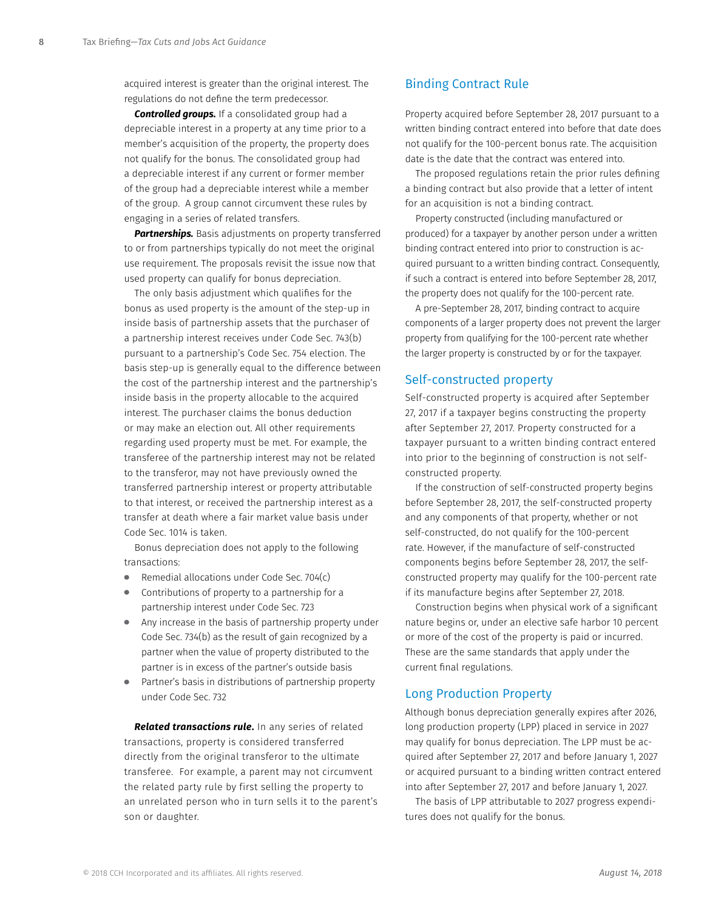acquired interest is greater than the original interest. The regulations do not define the term predecessor.

***Controlled groups.*** If a consolidated group had a depreciable interest in a property at any time prior to a member's acquisition of the property, the property does not qualify for the bonus. The consolidated group had a depreciable interest if any current or former member of the group had a depreciable interest while a member of the group. A group cannot circumvent these rules by engaging in a series of related transfers.

***Partnerships.*** Basis adjustments on property transferred to or from partnerships typically do not meet the original use requirement. The proposals revisit the issue now that used property can qualify for bonus depreciation.

The only basis adjustment which qualifies for the bonus as used property is the amount of the step-up in inside basis of partnership assets that the purchaser of a partnership interest receives under Code Sec. 743(b) pursuant to a partnership's Code Sec. 754 election. The basis step-up is generally equal to the difference between the cost of the partnership interest and the partnership's inside basis in the property allocable to the acquired interest. The purchaser claims the bonus deduction or may make an election out. All other requirements regarding used property must be met. For example, the transferee of the partnership interest may not be related to the transferor, may not have previously owned the transferred partnership interest or property attributable to that interest, or received the partnership interest as a transfer at death where a fair market value basis under Code Sec. 1014 is taken.

Bonus depreciation does not apply to the following transactions:

- Remedial allocations under Code Sec. 704(c)
- Contributions of property to a partnership for a partnership interest under Code Sec. 723
- Any increase in the basis of partnership property under Code Sec. 734(b) as the result of gain recognized by a partner when the value of property distributed to the partner is in excess of the partner's outside basis
- Partner's basis in distributions of partnership property under Code Sec. 732

***Related transactions rule.*** In any series of related transactions, property is considered transferred directly from the original transferor to the ultimate transferee. For example, a parent may not circumvent the related party rule by first selling the property to an unrelated person who in turn sells it to the parent's son or daughter.

## Binding Contract Rule

Property acquired before September 28, 2017 pursuant to a written binding contract entered into before that date does not qualify for the 100-percent bonus rate. The acquisition date is the date that the contract was entered into.

The proposed regulations retain the prior rules defining a binding contract but also provide that a letter of intent for an acquisition is not a binding contract.

Property constructed (including manufactured or produced) for a taxpayer by another person under a written binding contract entered into prior to construction is acquired pursuant to a written binding contract. Consequently, if such a contract is entered into before September 28, 2017, the property does not qualify for the 100-percent rate.

A pre-September 28, 2017, binding contract to acquire components of a larger property does not prevent the larger property from qualifying for the 100-percent rate whether the larger property is constructed by or for the taxpayer.

## Self-constructed property

Self-constructed property is acquired after September 27, 2017 if a taxpayer begins constructing the property after September 27, 2017. Property constructed for a taxpayer pursuant to a written binding contract entered into prior to the beginning of construction is not self-constructed property.

If the construction of self-constructed property begins before September 28, 2017, the self-constructed property and any components of that property, whether or not self-constructed, do not qualify for the 100-percent rate. However, if the manufacture of self-constructed components begins before September 28, 2017, the self-constructed property may qualify for the 100-percent rate if its manufacture begins after September 27, 2018.

Construction begins when physical work of a significant nature begins or, under an elective safe harbor 10 percent or more of the cost of the property is paid or incurred. These are the same standards that apply under the current final regulations.

## Long Production Property

Although bonus depreciation generally expires after 2026, long production property (LPP) placed in service in 2027 may qualify for bonus depreciation. The LPP must be acquired after September 27, 2017 and before January 1, 2027 or acquired pursuant to a binding written contract entered into after September 27, 2017 and before January 1, 2027.

The basis of LPP attributable to 2027 progress expenditures does not qualify for the bonus.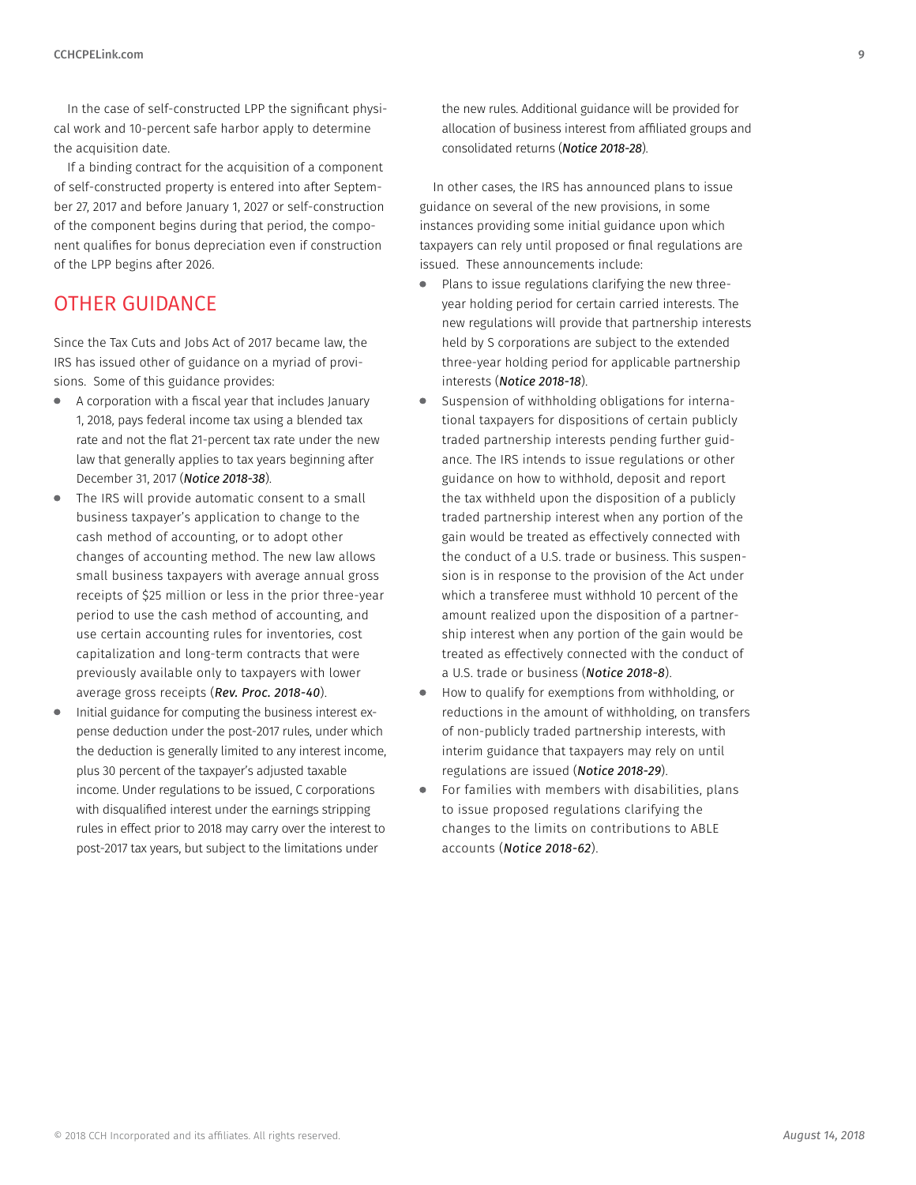In the case of self-constructed LPP the significant physical work and 10-percent safe harbor apply to determine the acquisition date.

If a binding contract for the acquisition of a component of self-constructed property is entered into after September 27, 2017 and before January 1, 2027 or self-construction of the component begins during that period, the component qualifies for bonus depreciation even if construction of the LPP begins after 2026.

## OTHER GUIDANCE

Since the Tax Cuts and Jobs Act of 2017 became law, the IRS has issued other of guidance on a myriad of provisions. Some of this guidance provides:

- A corporation with a fiscal year that includes January 1, 2018, pays federal income tax using a blended tax rate and not the flat 21-percent tax rate under the new law that generally applies to tax years beginning after December 31, 2017 (***Notice 2018-38***).
- The IRS will provide automatic consent to a small business taxpayer's application to change to the cash method of accounting, or to adopt other changes of accounting method. The new law allows small business taxpayers with average annual gross receipts of $25 million or less in the prior three-year period to use the cash method of accounting, and use certain accounting rules for inventories, cost capitalization and long-term contracts that were previously available only to taxpayers with lower average gross receipts (***Rev. Proc. 2018-40***).
- Initial guidance for computing the business interest expense deduction under the post-2017 rules, under which the deduction is generally limited to any interest income, plus 30 percent of the taxpayer's adjusted taxable income. Under regulations to be issued, C corporations with disqualified interest under the earnings stripping rules in effect prior to 2018 may carry over the interest to post-2017 tax years, but subject to the limitations under the new rules. Additional guidance will be provided for allocation of business interest from affiliated groups and consolidated returns (***Notice 2018-28***).

In other cases, the IRS has announced plans to issue guidance on several of the new provisions, in some instances providing some initial guidance upon which taxpayers can rely until proposed or final regulations are issued. These announcements include:

- Plans to issue regulations clarifying the new three-year holding period for certain carried interests. The new regulations will provide that partnership interests held by S corporations are subject to the extended three-year holding period for applicable partnership interests (***Notice 2018-18***).
- Suspension of withholding obligations for international taxpayers for dispositions of certain publicly traded partnership interests pending further guidance. The IRS intends to issue regulations or other guidance on how to withhold, deposit and report the tax withheld upon the disposition of a publicly traded partnership interest when any portion of the gain would be treated as effectively connected with the conduct of a U.S. trade or business. This suspension is in response to the provision of the Act under which a transferee must withhold 10 percent of the amount realized upon the disposition of a partnership interest when any portion of the gain would be treated as effectively connected with the conduct of a U.S. trade or business (***Notice 2018-8***).
- How to qualify for exemptions from withholding, or reductions in the amount of withholding, on transfers of non-publicly traded partnership interests, with interim guidance that taxpayers may rely on until regulations are issued (***Notice 2018-29***).
- For families with members with disabilities, plans to issue proposed regulations clarifying the changes to the limits on contributions to ABLE accounts (***Notice 2018-62***).